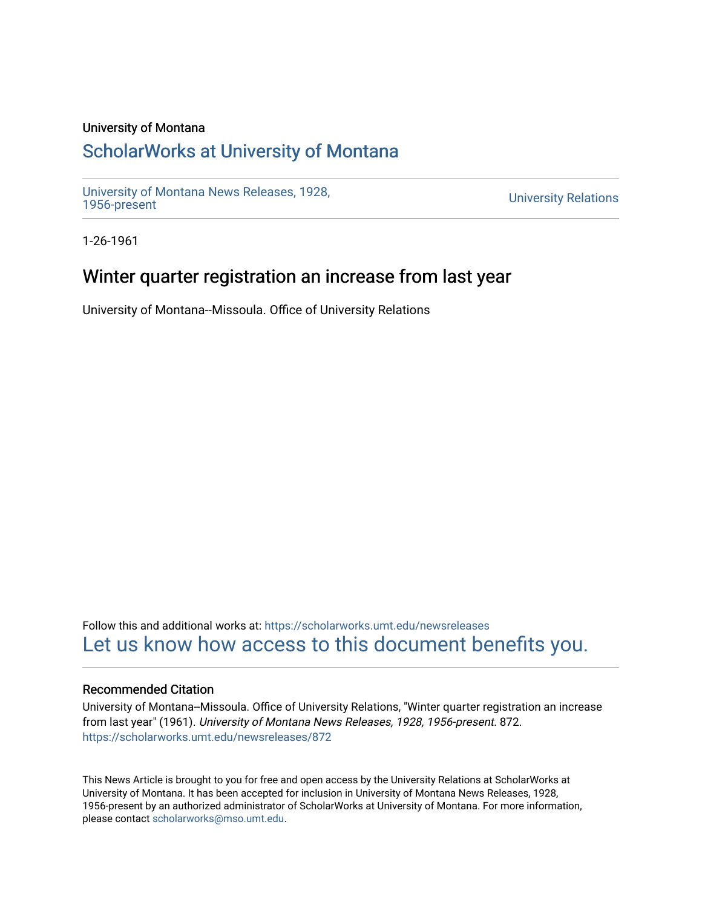University of Montana

## ScholarWorks at University of Montana

University of Montana News Releases, 1928, 1956-present

University Relations

1-26-1961

# Winter quarter registration an increase from last year

University of Montana--Missoula. Office of University Relations

Follow this and additional works at: https://scholarworks.umt.edu/newsreleases

Let us know how access to this document benefits you.

### Recommended Citation

University of Montana--Missoula. Office of University Relations, "Winter quarter registration an increase from last year" (1961). *University of Montana News Releases, 1928, 1956-present*. 872.
https://scholarworks.umt.edu/newsreleases/872

This News Article is brought to you for free and open access by the University Relations at ScholarWorks at University of Montana. It has been accepted for inclusion in University of Montana News Releases, 1928, 1956-present by an authorized administrator of ScholarWorks at University of Montana. For more information, please contact scholarworks@mso.umt.edu.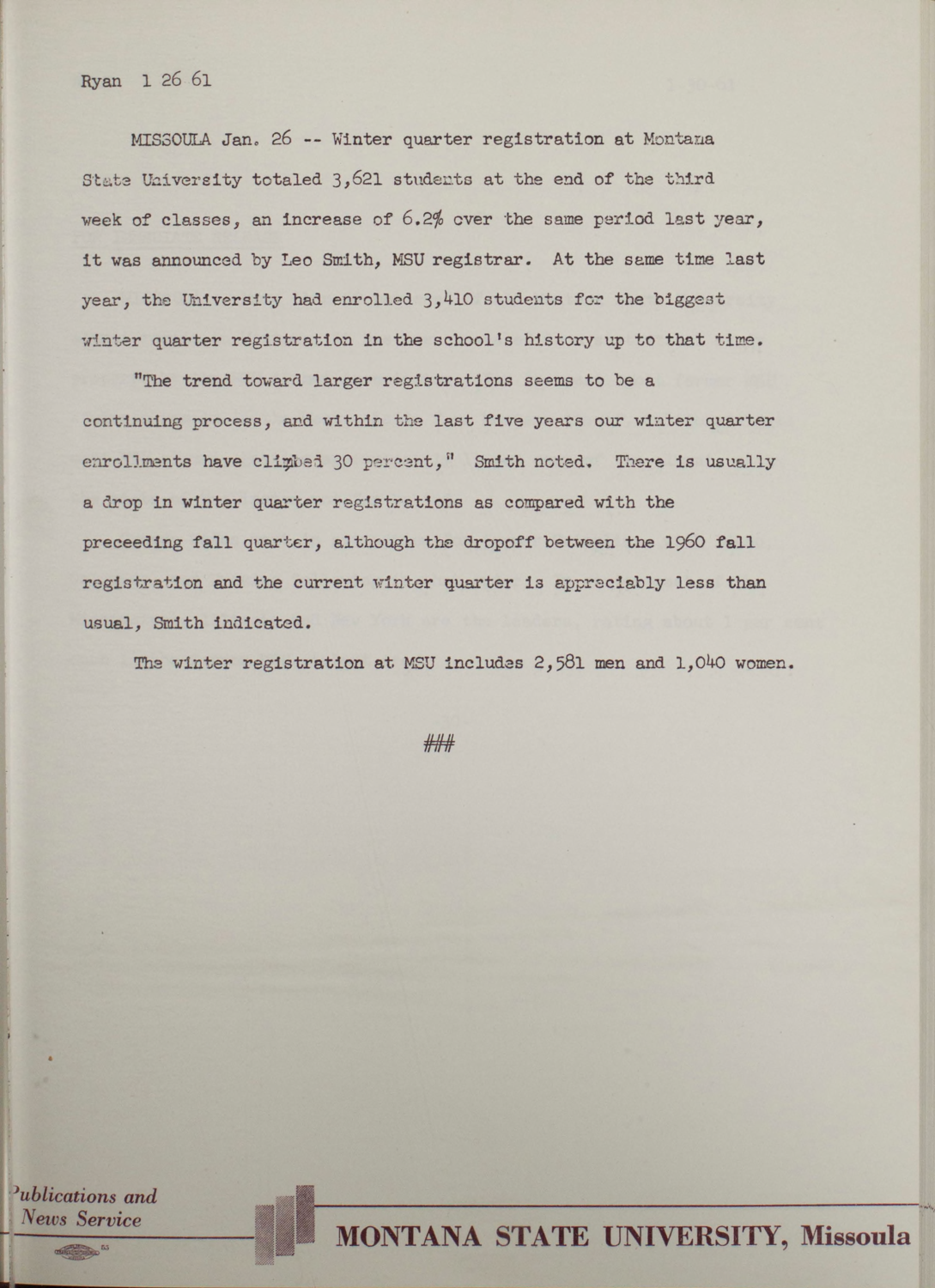Ryan 1 26 61

MISSOULA Jan. 26 -- Winter quarter registration at Montana State University totaled 3,621 students at the end of the third week of classes, an increase of 6.2% over the same period last year, it was announced by Leo Smith, MSU registrar. At the same time last year, the University had enrolled 3,410 students for the biggest winter quarter registration in the school's history up to that time.

"The trend toward larger registrations seems to be a continuing process, and within the last five years our winter quarter enrollments have climbed 30 percent," Smith noted. There is usually a drop in winter quarter registrations as compared with the preceeding fall quarter, although the dropoff between the 1960 fall registration and the current winter quarter is appreciably less than usual, Smith indicated.

The winter registration at MSU includes 2,581 men and 1,040 women.

###

Publications and News Service

**MONTANA STATE UNIVERSITY, Missoula**